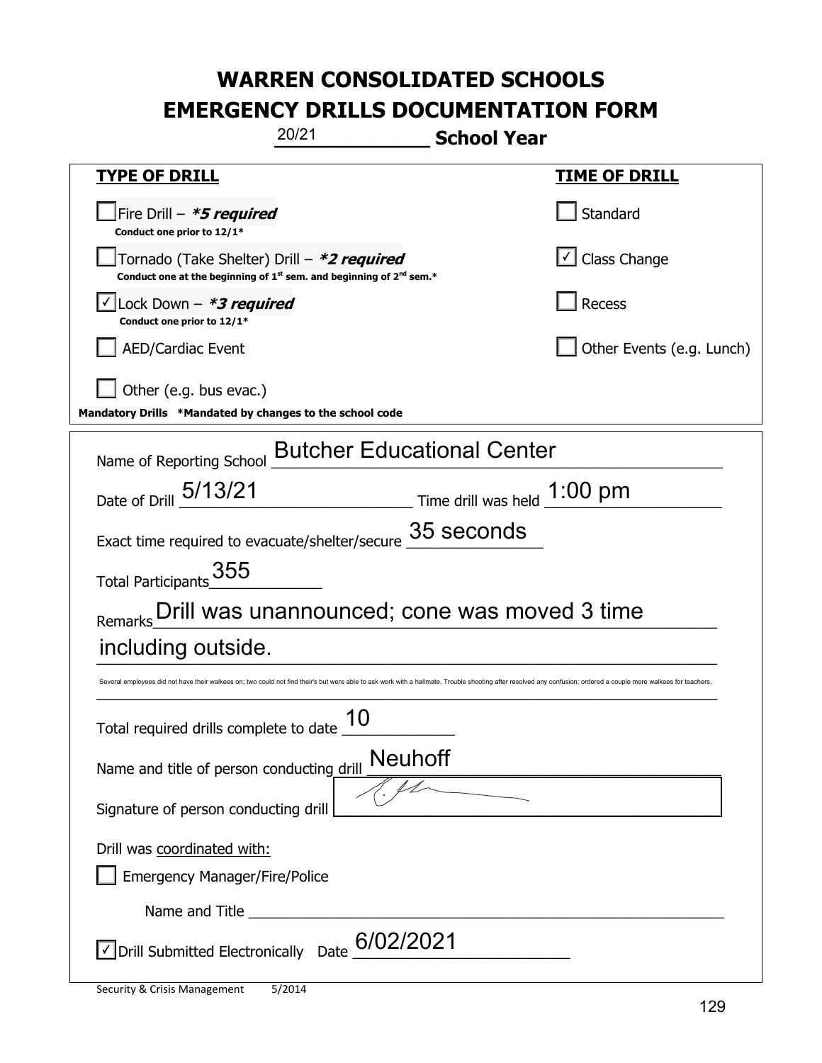# WARREN CONSOLIDATED SCHOOLS
# EMERGENCY DRILLS DOCUMENTATION FORM

20/21 **School Year**

| **TYPE OF DRILL** | **TIME OF DRILL** |
|---|---|
| ☐ Fire Drill – ***5 required*** <br> **Conduct one prior to 12/1*** | ☐ Standard |
| ☐ Tornado (Take Shelter) Drill – ***2 required*** <br> **Conduct one at the beginning of 1st sem. and beginning of 2nd sem.*** | ☑ Class Change |
| ☑ Lock Down – ***3 required*** <br> **Conduct one prior to 12/1*** | ☐ Recess |
| ☐ AED/Cardiac Event | ☐ Other Events (e.g. Lunch) |
| ☐ Other (e.g. bus evac.) | |

**Mandatory Drills \*Mandated by changes to the school code**

Name of Reporting School: Butcher Educational Center

Date of Drill: 5/13/21 Time drill was held: 1:00 pm

Exact time required to evacuate/shelter/secure: 35 seconds

Total Participants: 355

Remarks: Drill was unannounced; cone was moved 3 time including outside.

Several employees did not have their walkees on; two could not find their's but were able to ask work with a hallmate. Trouble shooting after resolved any confusion; ordered a couple more walkees for teachers.

Total required drills complete to date: 10

Name and title of person conducting drill: Neuhoff

Signature of person conducting drill: [signature]

Drill was coordinated with:

☐ Emergency Manager/Fire/Police

Name and Title: \_\_\_\_\_\_\_\_\_\_\_\_\_\_\_\_\_\_\_\_

☑ Drill Submitted Electronically Date: 6/02/2021

Security & Crisis Management 5/2014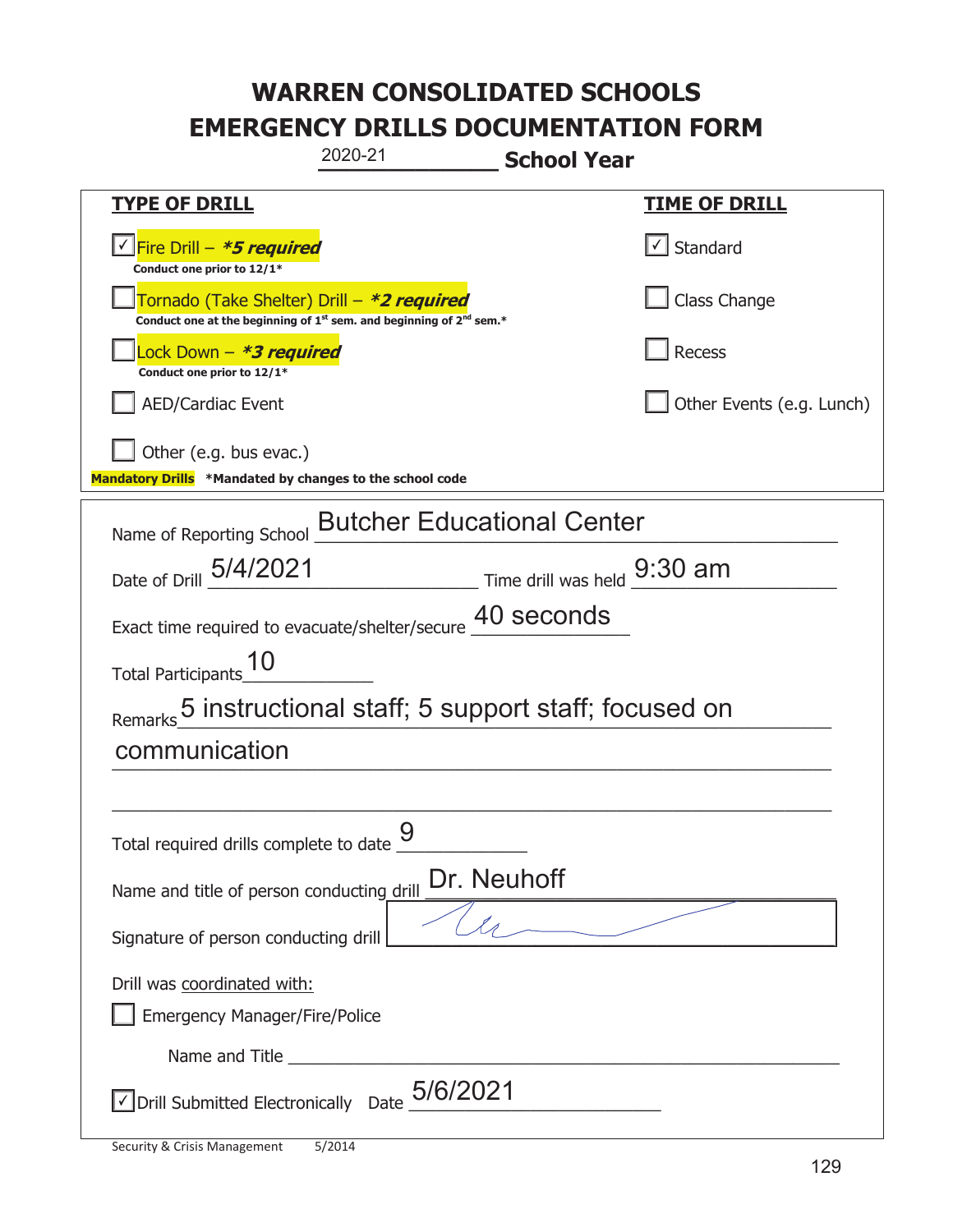# WARREN CONSOLIDATED SCHOOLS
# EMERGENCY DRILLS DOCUMENTATION FORM

2020-21 **School Year**

| **TYPE OF DRILL** | **TIME OF DRILL** |
|---|---|
| ☑ Fire Drill – ***5 required*** <br> **Conduct one prior to 12/1*** | ☑ Standard |
| ☐ Tornado (Take Shelter) Drill – ***2 required*** <br> **Conduct one at the beginning of 1st sem. and beginning of 2nd sem.*** | ☐ Class Change |
| ☐ Lock Down – ***3 required*** <br> **Conduct one prior to 12/1*** | ☐ Recess |
| ☐ AED/Cardiac Event | ☐ Other Events (e.g. Lunch) |
| ☐ Other (e.g. bus evac.) | |

**Mandatory Drills** **\*Mandated by changes to the school code**

Name of Reporting School: Butcher Educational Center

Date of Drill: 5/4/2021 Time drill was held: 9:30 am

Exact time required to evacuate/shelter/secure: 40 seconds

Total Participants: 10

Remarks: 5 instructional staff; 5 support staff; focused on communication

Total required drills complete to date: 9

Name and title of person conducting drill: Dr. Neuhoff

Signature of person conducting drill: [signature]

Drill was coordinated with:

☐ Emergency Manager/Fire/Police

Name and Title ______________________

☑ Drill Submitted Electronically Date: 5/6/2021

Security & Crisis Management 5/2014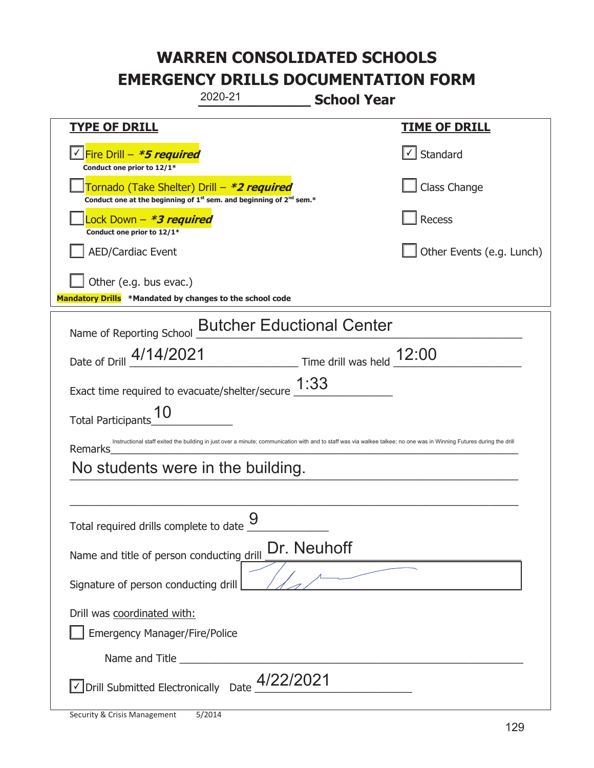# WARREN CONSOLIDATED SCHOOLS
# EMERGENCY DRILLS DOCUMENTATION FORM

2020-21 **School Year**

| **TYPE OF DRILL** | **TIME OF DRILL** |
|---|---|
| ☑ Fire Drill – ***5 required*** <br> **Conduct one prior to 12/1*** | ☑ Standard |
| ☐ Tornado (Take Shelter) Drill – ***2 required*** <br> **Conduct one at the beginning of 1st sem. and beginning of 2nd sem.*** | ☐ Class Change |
| ☐ Lock Down – ***3 required*** <br> **Conduct one prior to 12/1*** | ☐ Recess |
| ☐ AED/Cardiac Event | ☐ Other Events (e.g. Lunch) |
| ☐ Other (e.g. bus evac.) | |

**Mandatory Drills** ***Mandated by changes to the school code**

Name of Reporting School: Butcher Eductional Center

Date of Drill: 4/14/2021 Time drill was held: 12:00

Exact time required to evacuate/shelter/secure: 1:33

Total Participants: 10

Remarks: Instructional staff exited the building in just over a minute; communication with and to staff was via walkee talkee; no one was in Winning Futures during the drill

No students were in the building.

Total required drills complete to date: 9

Name and title of person conducting drill: Dr. Neuhoff

Signature of person conducting drill: [signature]

Drill was coordinated with:

☐ Emergency Manager/Fire/Police

Name and Title: 

☑ Drill Submitted Electronically Date: 4/22/2021

Security & Crisis Management 5/2014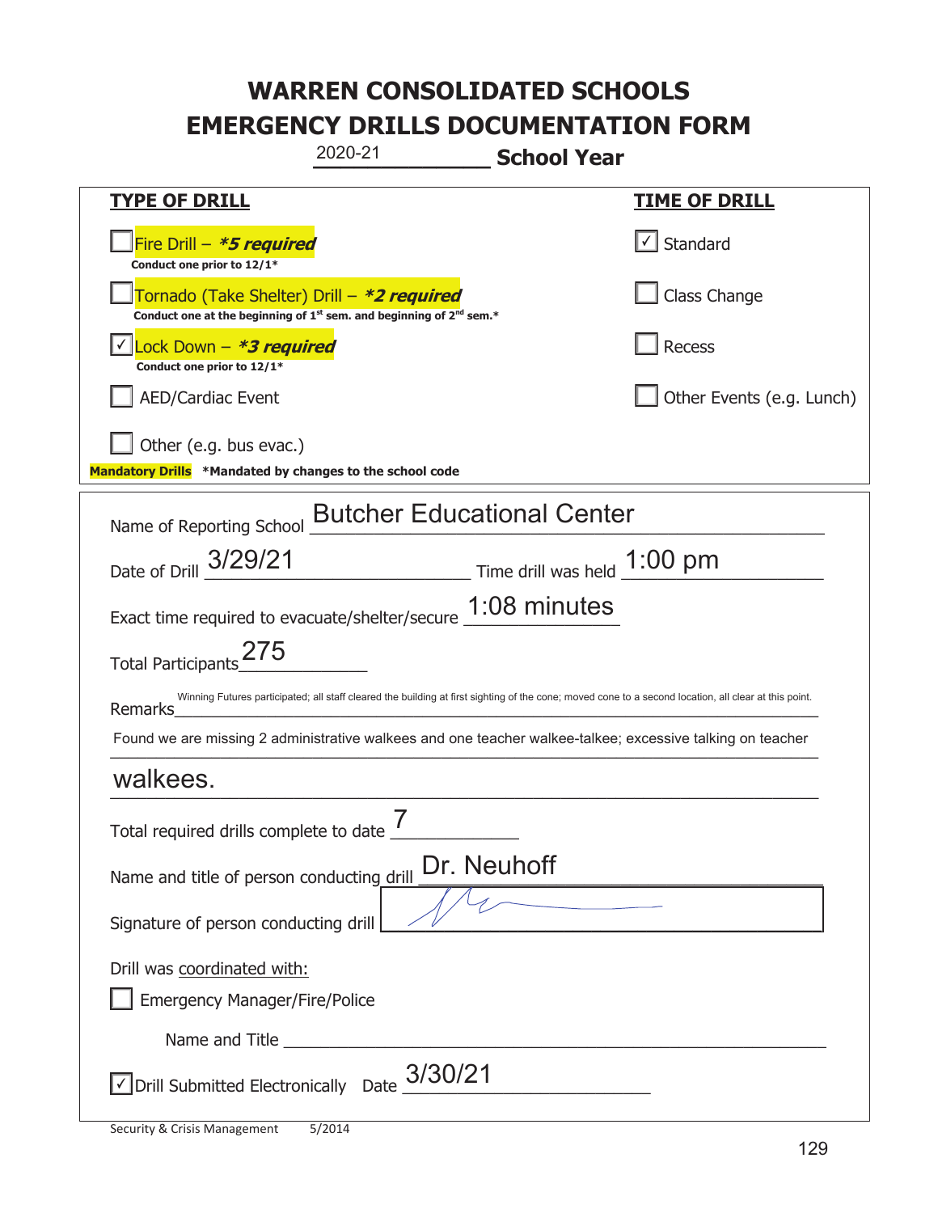# WARREN CONSOLIDATED SCHOOLS
# EMERGENCY DRILLS DOCUMENTATION FORM

2020-21 **School Year**

| **TYPE OF DRILL** | **TIME OF DRILL** |
|---|---|
| ☐ Fire Drill – ***\*5 required*** <br> **Conduct one prior to 12/1\*** | ☑ Standard |
| ☐ Tornado (Take Shelter) Drill – ***\*2 required*** <br> **Conduct one at the beginning of 1st sem. and beginning of 2nd sem.\*** | ☐ Class Change |
| ☑ Lock Down – ***\*3 required*** <br> **Conduct one prior to 12/1\*** | ☐ Recess |
| ☐ AED/Cardiac Event | ☐ Other Events (e.g. Lunch) |
| ☐ Other (e.g. bus evac.) | |

**Mandatory Drills** **\*Mandated by changes to the school code**

Name of Reporting School: Butcher Educational Center

Date of Drill: 3/29/21 Time drill was held: 1:00 pm

Exact time required to evacuate/shelter/secure: 1:08 minutes

Total Participants: 275

Remarks: Winning Futures participated; all staff cleared the building at first sighting of the cone; moved cone to a second location, all clear at this point. Found we are missing 2 administrative walkees and one teacher walkee-talkee; excessive talking on teacher walkees.

Total required drills complete to date: 7

Name and title of person conducting drill: Dr. Neuhoff

Signature of person conducting drill: [signature]

Drill was coordinated with:

☐ Emergency Manager/Fire/Police

Name and Title ______________________

☑ Drill Submitted Electronically Date: 3/30/21

Security & Crisis Management 5/2014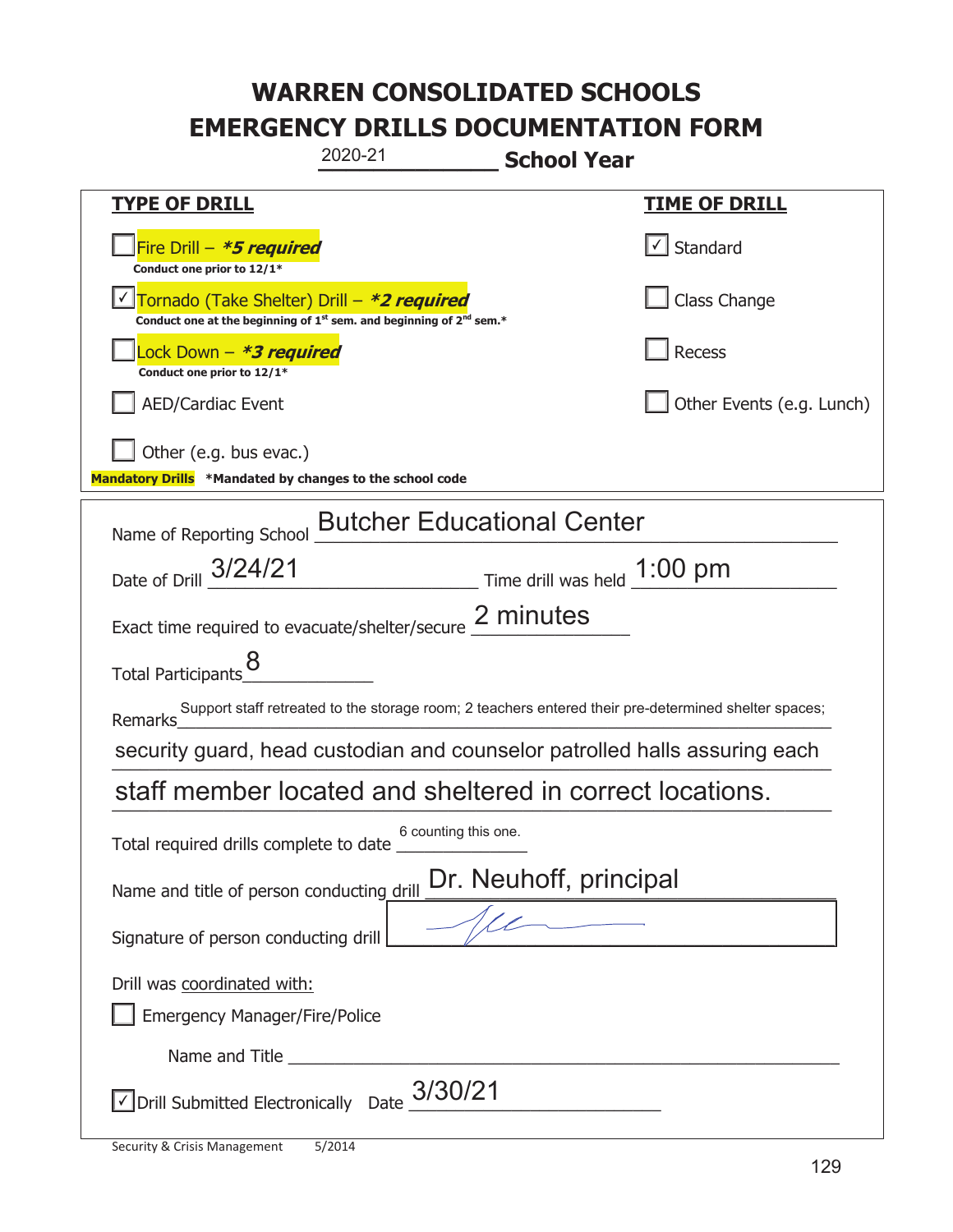# WARREN CONSOLIDATED SCHOOLS
# EMERGENCY DRILLS DOCUMENTATION FORM

2020-21 **School Year**

| **TYPE OF DRILL** | **TIME OF DRILL** |
|---|---|
| ☐ Fire Drill – ***5 required*** <br> **Conduct one prior to 12/1*** | ☑ Standard |
| ☑ Tornado (Take Shelter) Drill – ***2 required*** <br> **Conduct one at the beginning of 1st sem. and beginning of 2nd sem.*** | ☐ Class Change |
| ☐ Lock Down – ***3 required*** <br> **Conduct one prior to 12/1*** | ☐ Recess |
| ☐ AED/Cardiac Event | ☐ Other Events (e.g. Lunch) |
| ☐ Other (e.g. bus evac.) | |

**Mandatory Drills** ***Mandated by changes to the school code**

Name of Reporting School: Butcher Educational Center

Date of Drill: 3/24/21 Time drill was held: 1:00 pm

Exact time required to evacuate/shelter/secure: 2 minutes

Total Participants: 8

Remarks: Support staff retreated to the storage room; 2 teachers entered their pre-determined shelter spaces; security guard, head custodian and counselor patrolled halls assuring each staff member located and sheltered in correct locations.

Total required drills complete to date: 6 counting this one.

Name and title of person conducting drill: Dr. Neuhoff, principal

Signature of person conducting drill: [signature]

Drill was coordinated with:

☐ Emergency Manager/Fire/Police

Name and Title ______________________

☑ Drill Submitted Electronically Date: 3/30/21

Security & Crisis Management 5/2014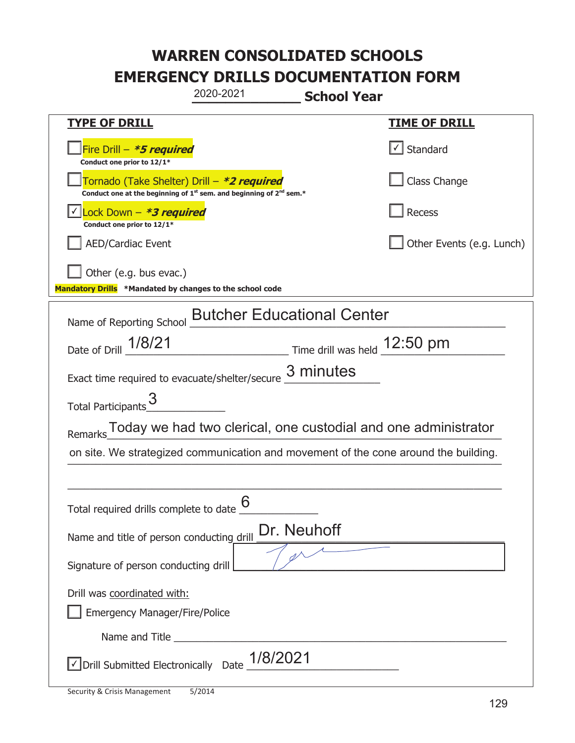# WARREN CONSOLIDATED SCHOOLS
# EMERGENCY DRILLS DOCUMENTATION FORM

2020-2021 **School Year**

| **TYPE OF DRILL** | **TIME OF DRILL** |
|---|---|
| ☐ Fire Drill – ***5 required** <br> **Conduct one prior to 12/1*** | ☑ Standard |
| ☐ Tornado (Take Shelter) Drill – ***2 required** <br> **Conduct one at the beginning of 1st sem. and beginning of 2nd sem.*** | ☐ Class Change |
| ☑ Lock Down – ***3 required** <br> **Conduct one prior to 12/1*** | ☐ Recess |
| ☐ AED/Cardiac Event | ☐ Other Events (e.g. Lunch) |
| ☐ Other (e.g. bus evac.) | |

**Mandatory Drills** **\*Mandated by changes to the school code**

Name of Reporting School: Butcher Educational Center

Date of Drill: 1/8/21    Time drill was held: 12:50 pm

Exact time required to evacuate/shelter/secure: 3 minutes

Total Participants: 3

Remarks: Today we had two clerical, one custodial and one administrator on site. We strategized communication and movement of the cone around the building.

Total required drills complete to date: 6

Name and title of person conducting drill: Dr. Neuhoff

Signature of person conducting drill: [signature]

Drill was coordinated with:

☐ Emergency Manager/Fire/Police

Name and Title ____________________

☑ Drill Submitted Electronically Date: 1/8/2021

Security & Crisis Management 5/2014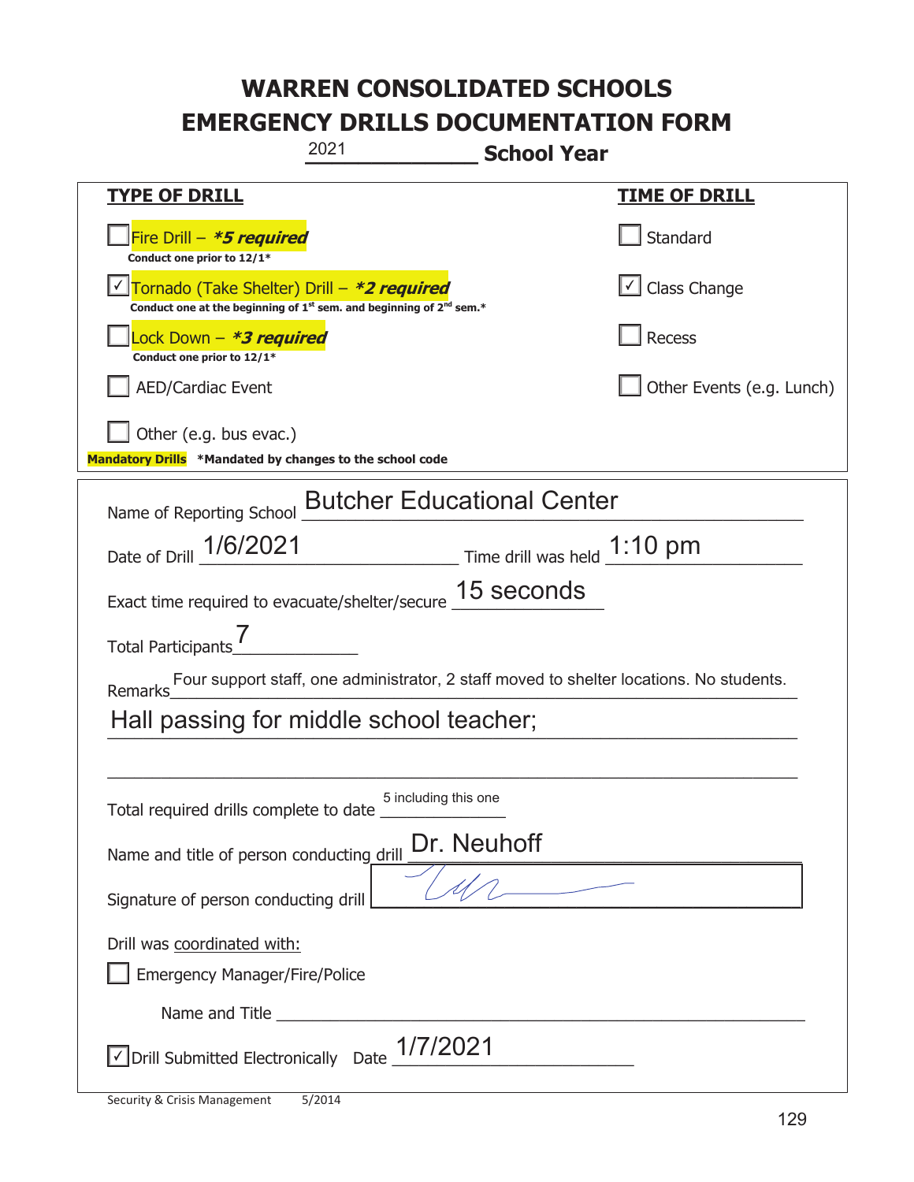# WARREN CONSOLIDATED SCHOOLS
# EMERGENCY DRILLS DOCUMENTATION FORM

2021 **School Year**

| **TYPE OF DRILL** | **TIME OF DRILL** |
|---|---|
| ☐ Fire Drill – ***5 required*** Conduct one prior to 12/1* | ☐ Standard |
| ☑ Tornado (Take Shelter) Drill – ***2 required*** Conduct one at the beginning of 1st sem. and beginning of 2nd sem.* | ☑ Class Change |
| ☐ Lock Down – ***3 required*** Conduct one prior to 12/1* | ☐ Recess |
| ☐ AED/Cardiac Event | ☐ Other Events (e.g. Lunch) |
| ☐ Other (e.g. bus evac.) | |

**Mandatory Drills** ***Mandated by changes to the school code**

Name of Reporting School: Butcher Educational Center

Date of Drill: 1/6/2021 Time drill was held: 1:10 pm

Exact time required to evacuate/shelter/secure: 15 seconds

Total Participants: 7

Remarks: Four support staff, one administrator, 2 staff moved to shelter locations. No students. Hall passing for middle school teacher;

Total required drills complete to date: 5 including this one

Name and title of person conducting drill: Dr. Neuhoff

Signature of person conducting drill: [signature]

Drill was coordinated with:

☐ Emergency Manager/Fire/Police

Name and Title ______

☑ Drill Submitted Electronically Date: 1/7/2021

Security & Crisis Management 5/2014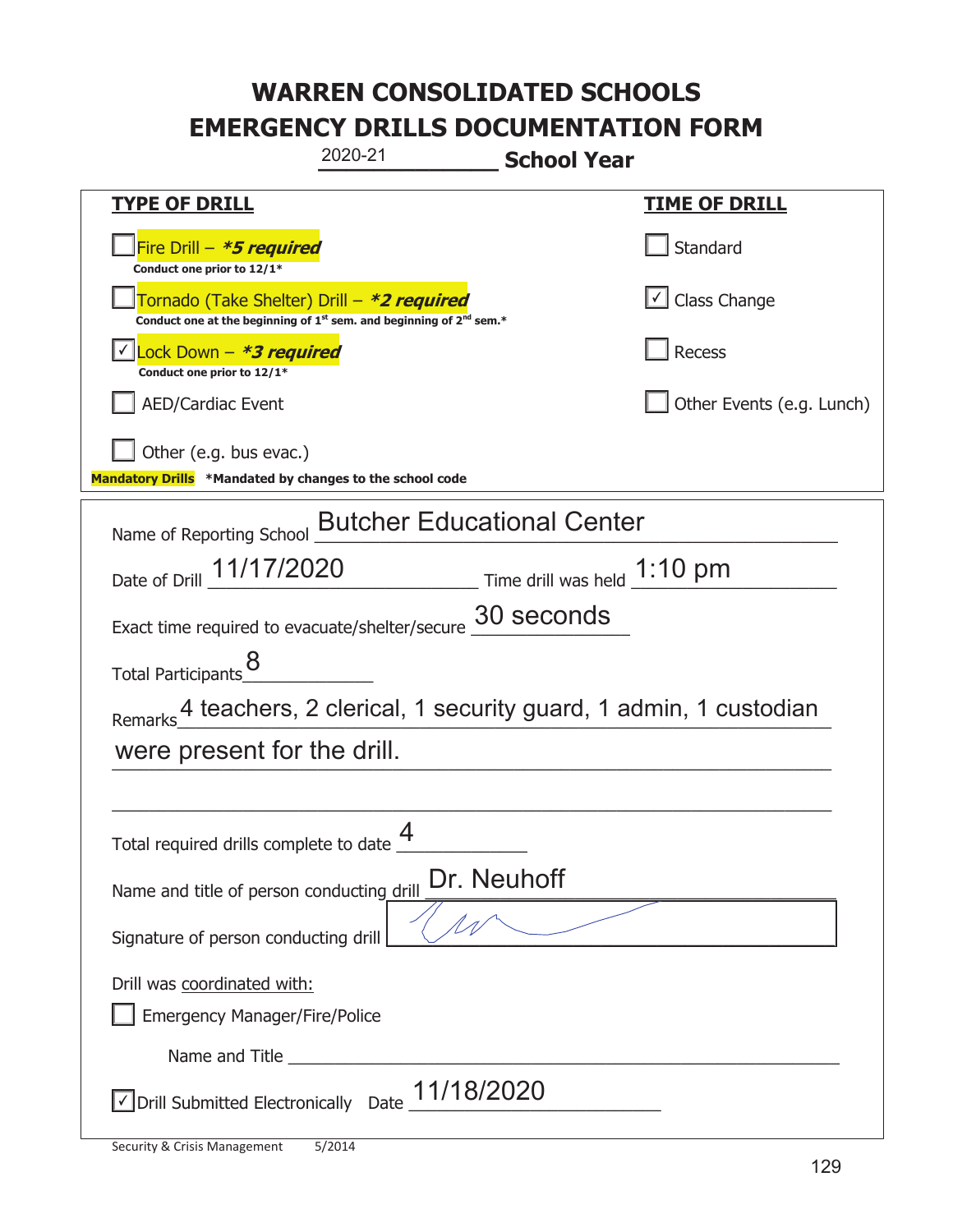# WARREN CONSOLIDATED SCHOOLS
# EMERGENCY DRILLS DOCUMENTATION FORM

2020-21 **School Year**

| **TYPE OF DRILL** | **TIME OF DRILL** |
| --- | --- |
| ☐ Fire Drill – ***5 required*** Conduct one prior to 12/1* | ☐ Standard |
| ☐ Tornado (Take Shelter) Drill – ***2 required*** Conduct one at the beginning of 1st sem. and beginning of 2nd sem.* | ☑ Class Change |
| ☑ Lock Down – ***3 required*** Conduct one prior to 12/1* | ☐ Recess |
| ☐ AED/Cardiac Event | ☐ Other Events (e.g. Lunch) |
| ☐ Other (e.g. bus evac.) | |

**Mandatory Drills** ***Mandated by changes to the school code**

Name of Reporting School: Butcher Educational Center

Date of Drill: 11/17/2020 Time drill was held: 1:10 pm

Exact time required to evacuate/shelter/secure: 30 seconds

Total Participants: 8

Remarks: 4 teachers, 2 clerical, 1 security guard, 1 admin, 1 custodian were present for the drill.

Total required drills complete to date: 4

Name and title of person conducting drill: Dr. Neuhoff

Signature of person conducting drill: [signature]

Drill was coordinated with:

☐ Emergency Manager/Fire/Police

Name and Title ______________________

☑ Drill Submitted Electronically Date: 11/18/2020

Security & Crisis Management 5/2014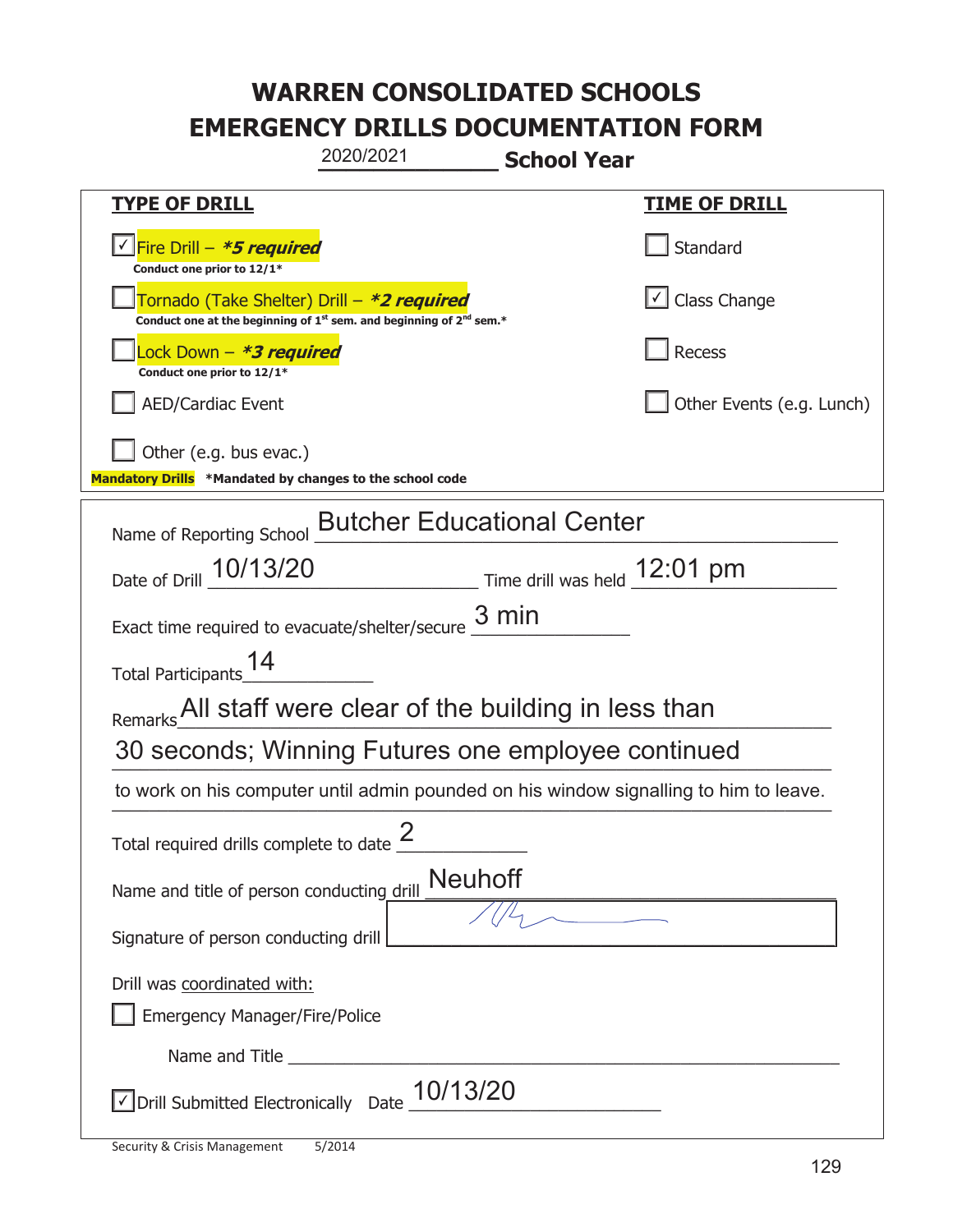# WARREN CONSOLIDATED SCHOOLS
# EMERGENCY DRILLS DOCUMENTATION FORM

2020/2021 **School Year**

| **TYPE OF DRILL** | **TIME OF DRILL** |
|---|---|
| ☑ Fire Drill – ***5 required** <br> **Conduct one prior to 12/1*** | ☐ Standard |
| ☐ Tornado (Take Shelter) Drill – ***2 required** <br> **Conduct one at the beginning of 1st sem. and beginning of 2nd sem.*** | ☑ Class Change |
| ☐ Lock Down – ***3 required** <br> **Conduct one prior to 12/1*** | ☐ Recess |
| ☐ AED/Cardiac Event | ☐ Other Events (e.g. Lunch) |
| ☐ Other (e.g. bus evac.) | |

**Mandatory Drills** ***Mandated by changes to the school code**

Name of Reporting School: Butcher Educational Center

Date of Drill: 10/13/20 Time drill was held: 12:01 pm

Exact time required to evacuate/shelter/secure: 3 min

Total Participants: 14

Remarks: All staff were clear of the building in less than 30 seconds; Winning Futures one employee continued to work on his computer until admin pounded on his window signalling to him to leave.

Total required drills complete to date: 2

Name and title of person conducting drill: Neuhoff

Signature of person conducting drill: [signature]

Drill was coordinated with:

☐ Emergency Manager/Fire/Police

Name and Title ______________________

☑ Drill Submitted Electronically Date: 10/13/20

Security & Crisis Management 5/2014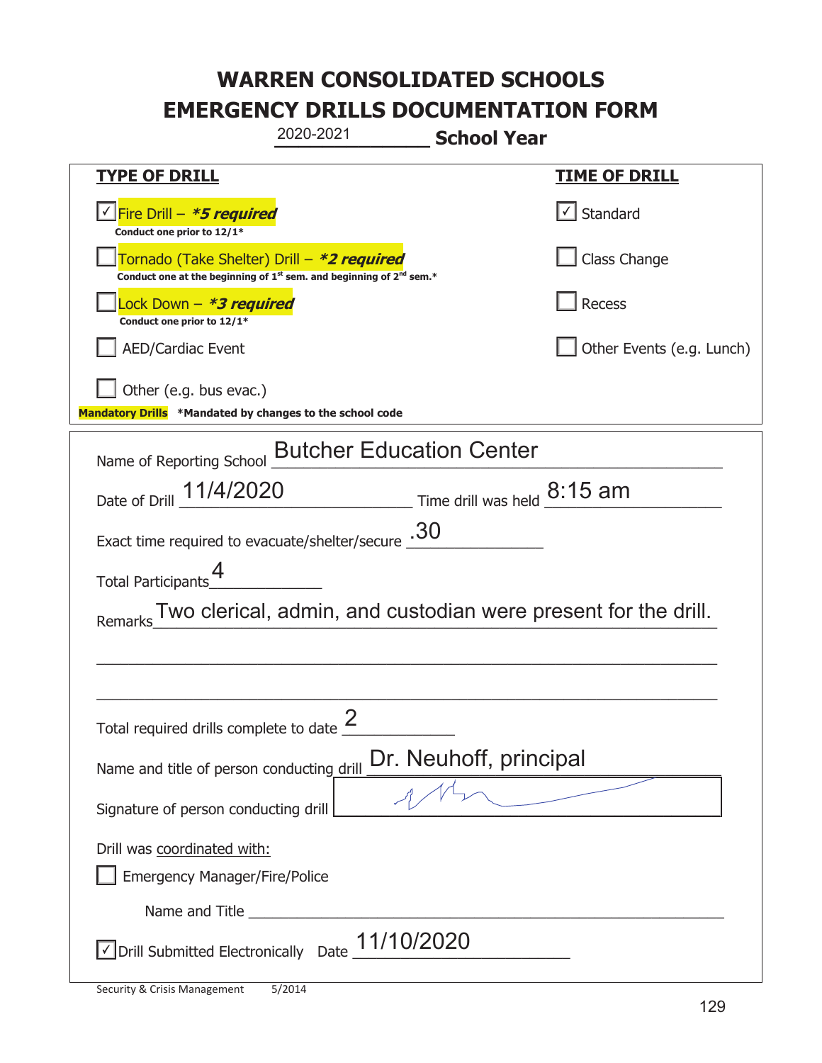# WARREN CONSOLIDATED SCHOOLS
# EMERGENCY DRILLS DOCUMENTATION FORM

2020-2021 **School Year**

| **TYPE OF DRILL** | **TIME OF DRILL** |
| --- | --- |
| ☑ Fire Drill – ***5 required** <br> **Conduct one prior to 12/1*** | ☑ Standard |
| ☐ Tornado (Take Shelter) Drill – ***2 required** <br> **Conduct one at the beginning of 1st sem. and beginning of 2nd sem.*** | ☐ Class Change |
| ☐ Lock Down – ***3 required** <br> **Conduct one prior to 12/1*** | ☐ Recess |
| ☐ AED/Cardiac Event | ☐ Other Events (e.g. Lunch) |
| ☐ Other (e.g. bus evac.) | |

**Mandatory Drills** ***Mandated by changes to the school code**

Name of Reporting School: Butcher Education Center

Date of Drill: 11/4/2020 Time drill was held: 8:15 am

Exact time required to evacuate/shelter/secure: .30

Total Participants: 4

Remarks: Two clerical, admin, and custodian were present for the drill.

Total required drills complete to date: 2

Name and title of person conducting drill: Dr. Neuhoff, principal

Signature of person conducting drill: [signature]

Drill was coordinated with:

☐ Emergency Manager/Fire/Police

Name and Title ____________________

☑ Drill Submitted Electronically Date: 11/10/2020

Security & Crisis Management 5/2014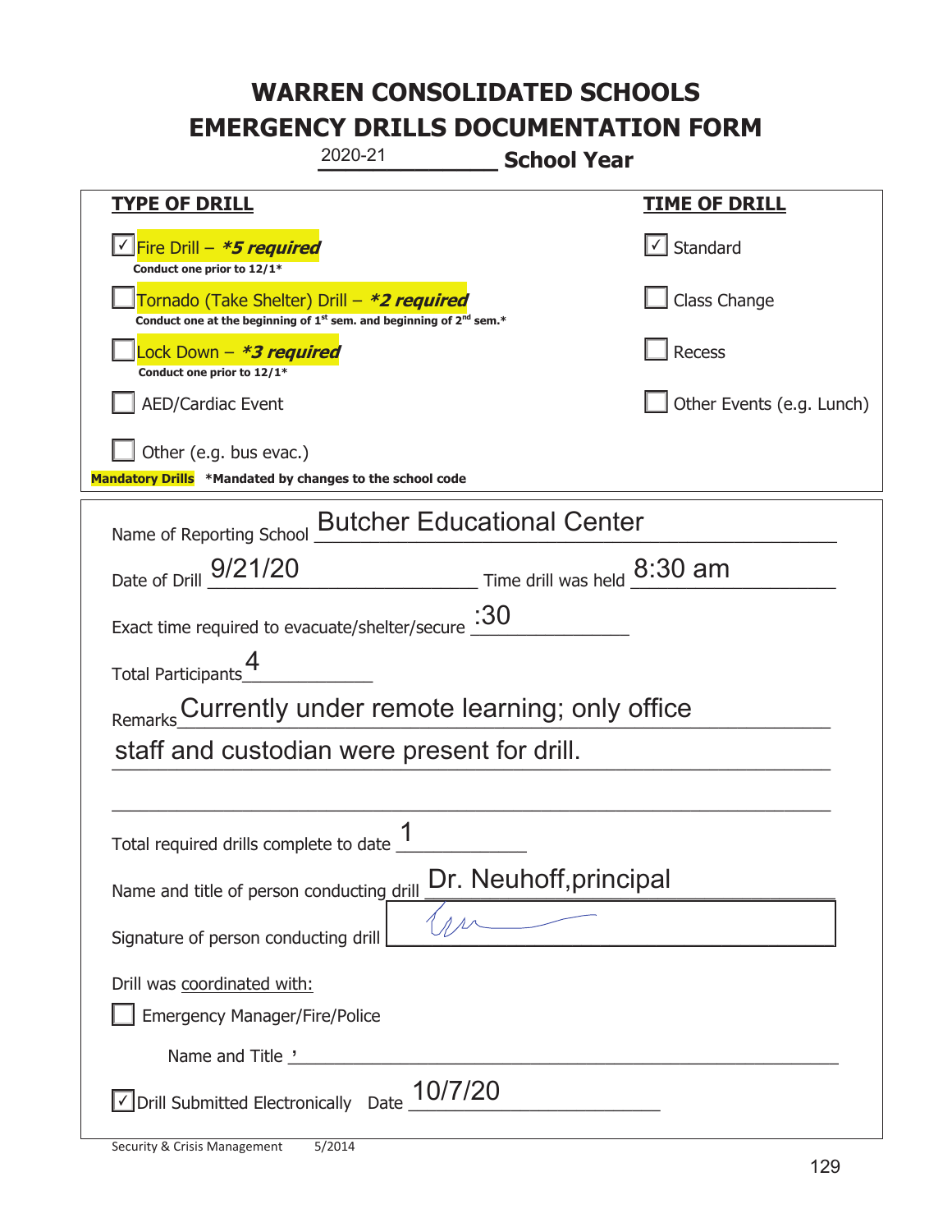# WARREN CONSOLIDATED SCHOOLS
# EMERGENCY DRILLS DOCUMENTATION FORM

2020-21 **School Year**

| **TYPE OF DRILL** | **TIME OF DRILL** |
|---|---|
| ☑ Fire Drill – ***5 required*** <br> **Conduct one prior to 12/1*** | ☑ Standard |
| ☐ Tornado (Take Shelter) Drill – ***2 required*** <br> **Conduct one at the beginning of 1st sem. and beginning of 2nd sem.*** | ☐ Class Change |
| ☐ Lock Down – ***3 required*** <br> **Conduct one prior to 12/1*** | ☐ Recess |
| ☐ AED/Cardiac Event | ☐ Other Events (e.g. Lunch) |
| ☐ Other (e.g. bus evac.) | |

**Mandatory Drills** **\*Mandated by changes to the school code**

Name of Reporting School: Butcher Educational Center

Date of Drill: 9/21/20 Time drill was held: 8:30 am

Exact time required to evacuate/shelter/secure: :30

Total Participants: 4

Remarks: Currently under remote learning; only office staff and custodian were present for drill.

Total required drills complete to date: 1

Name and title of person conducting drill: Dr. Neuhoff,principal

Signature of person conducting drill: [signature]

Drill was coordinated with:

☐ Emergency Manager/Fire/Police

Name and Title: ’

☑ Drill Submitted Electronically Date: 10/7/20

Security & Crisis Management 5/2014